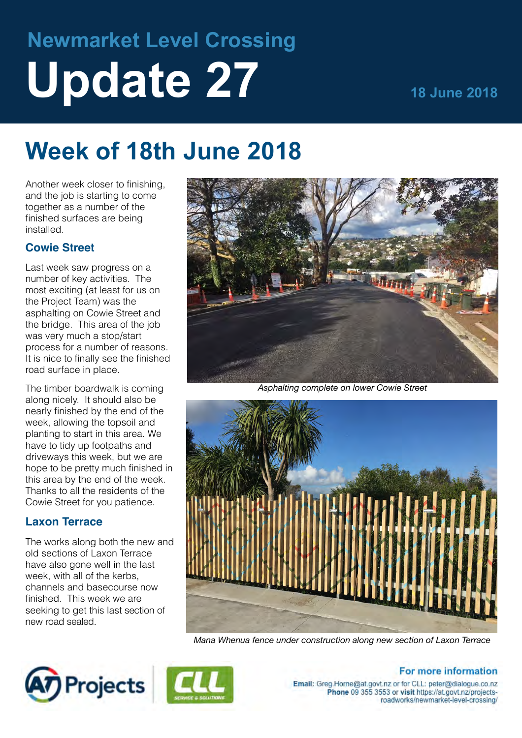# Newmarket Level Crossing

# Update 27

18 June 2018

## Week of 18th June 2018

Another week closer to finishing, and the job is starting to come together as a number of the finished surfaces are being installed.

### Cowie Street

Last week saw progress on a number of key activities. The most exciting (at least for us on the Project Team) was the asphalting on Cowie Street and the bridge. This area of the job was very much a stop/start process for a number of reasons. It is nice to finally see the finished road surface in place.

The timber boardwalk is coming along nicely. It should also be nearly finished by the end of the week, allowing the topsoil and planting to start in this area. We have to tidy up footpaths and driveways this week, but we are hope to be pretty much finished in this area by the end of the week. Thanks to all the residents of the Cowie Street for you patience.

### Laxon Terrace

The works along both the new and old sections of Laxon Terrace have also gone well in the last week, with all of the kerbs, channels and basecourse now finished. This week we are seeking to get this last section of new road sealed.

*Asphalting complete on lower Cowie Street*

*Mana Whenua fence under construction along new section of Laxon Terrace*

**For more information**

**Email:** Greg.Horne@at.govt.nz or for CLL: peter@dialogue.co.nz
**Phone** 09 355 3553 or **visit** https://at.govt.nz/projects-roadworks/newmarket-level-crossing/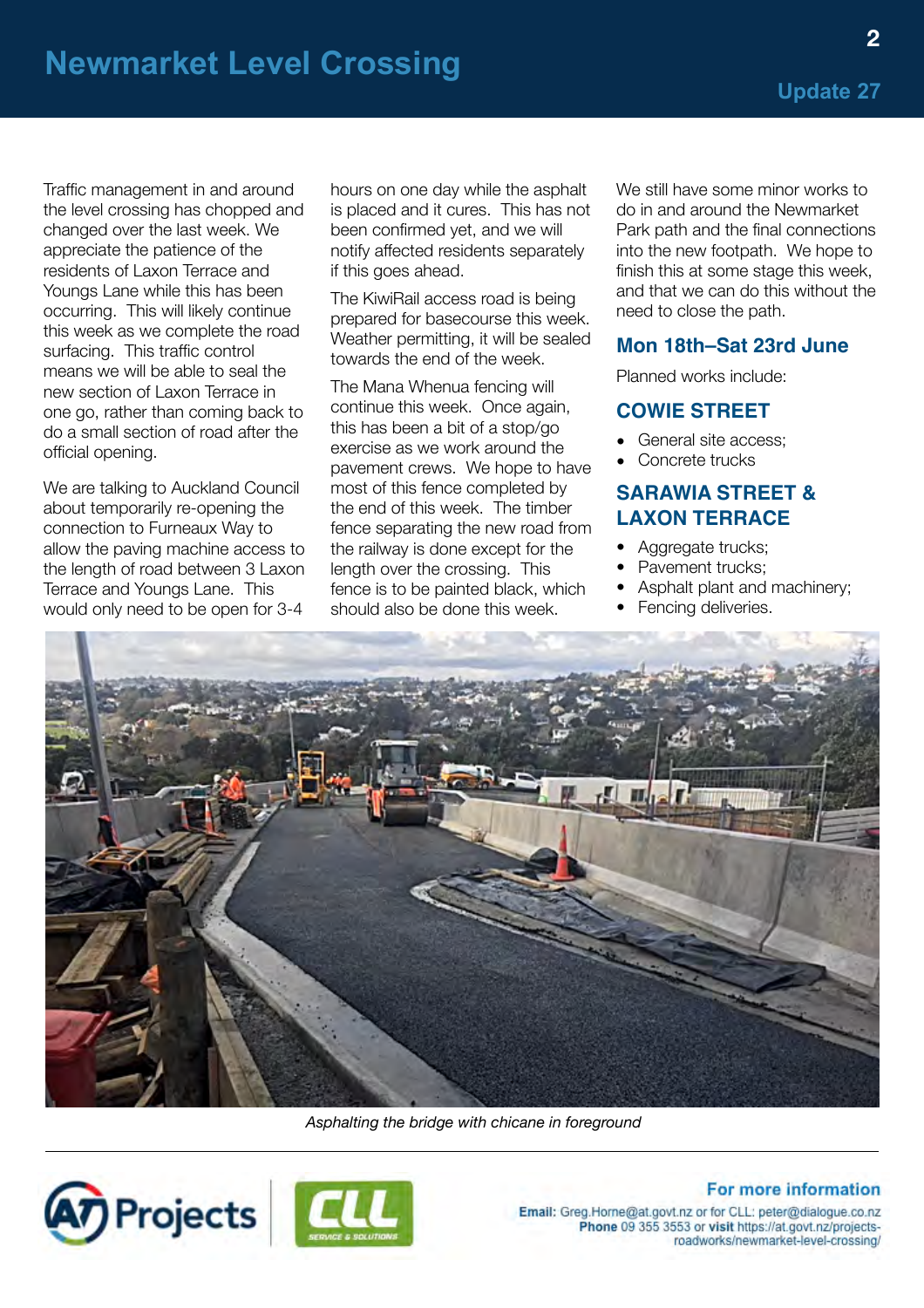Traffic management in and around the level crossing has chopped and changed over the last week. We appreciate the patience of the residents of Laxon Terrace and Youngs Lane while this has been occurring. This will likely continue this week as we complete the road surfacing. This traffic control means we will be able to seal the new section of Laxon Terrace in one go, rather than coming back to do a small section of road after the official opening.

We are talking to Auckland Council about temporarily re-opening the connection to Furneaux Way to allow the paving machine access to the length of road between 3 Laxon Terrace and Youngs Lane. This would only need to be open for 3-4 hours on one day while the asphalt is placed and it cures. This has not been confirmed yet, and we will notify affected residents separately if this goes ahead.

The KiwiRail access road is being prepared for basecourse this week. Weather permitting, it will be sealed towards the end of the week.

The Mana Whenua fencing will continue this week. Once again, this has been a bit of a stop/go exercise as we work around the pavement crews. We hope to have most of this fence completed by the end of this week. The timber fence separating the new road from the railway is done except for the length over the crossing. This fence is to be painted black, which should also be done this week.

We still have some minor works to do in and around the Newmarket Park path and the final connections into the new footpath. We hope to finish this at some stage this week, and that we can do this without the need to close the path.

## Mon 18th–Sat 23rd June

Planned works include:

### COWIE STREET

- General site access;
- Concrete trucks

### SARAWIA STREET & LAXON TERRACE

- Aggregate trucks;
- Pavement trucks;
- Asphalt plant and machinery;
- Fencing deliveries.

*Asphalting the bridge with chicane in foreground*

**For more information**

**Email:** Greg.Horne@at.govt.nz or for CLL: peter@dialogue.co.nz
**Phone** 09 355 3553 or **visit** https://at.govt.nz/projects-roadworks/newmarket-level-crossing/